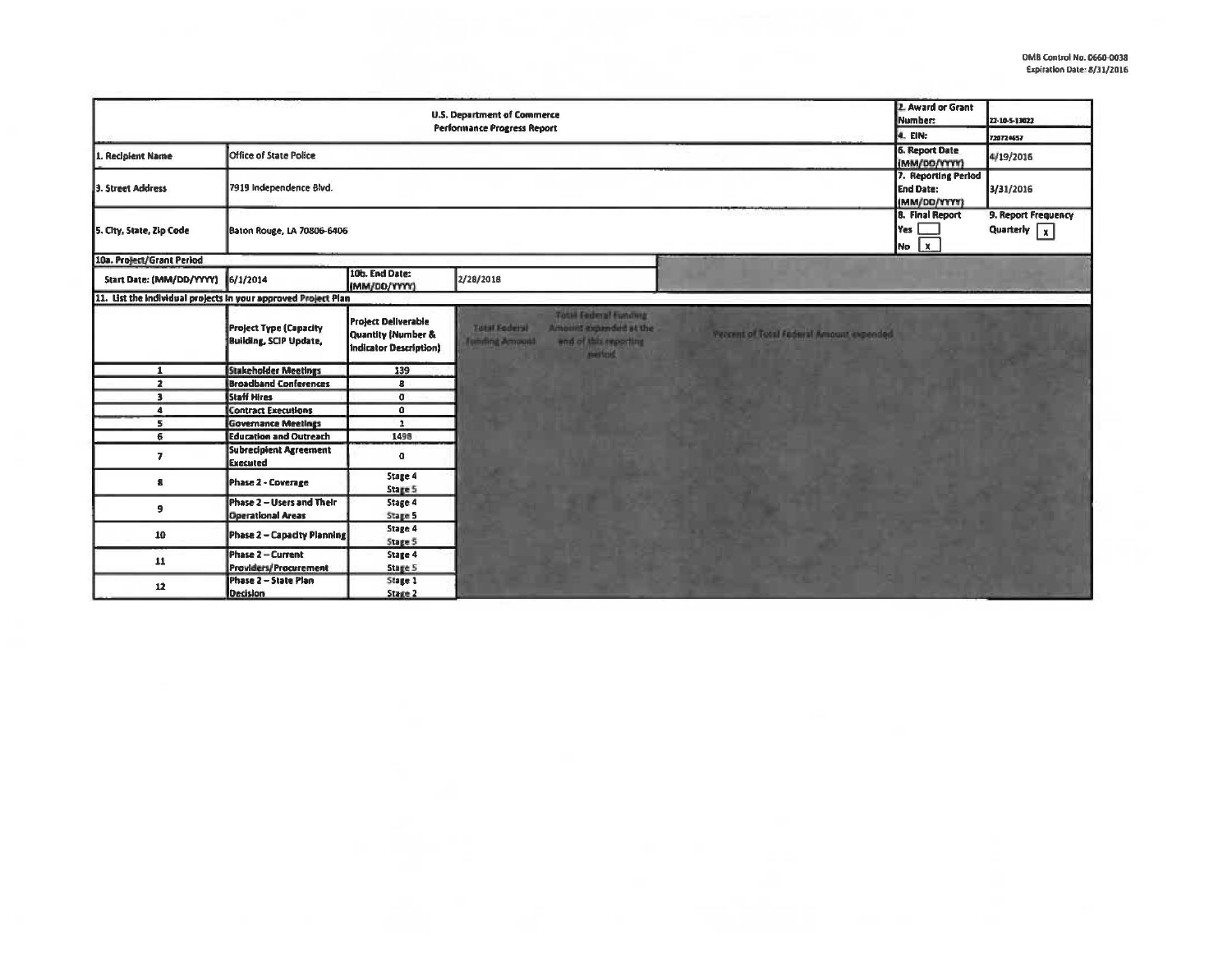OMB Control No. 0660-0038
Expiration Date: 8/31/2016

| U.S. Department of Commerce Performance Progress Report | | | | 2. Award or Grant Number: | 22-10-S-13022 |
|---|---|---|---|---|---|
| | | | | 4. EIN: | 720724657 |
| 1. Recipient Name | Office of State Police | | | 6. Report Date (MM/DD/YYYY) | 4/19/2016 |
| 3. Street Address | 7919 Independence Blvd. | | | 7. Reporting Period End Date: (MM/DD/YYYY) | 3/31/2016 |
| 5. City, State, Zip Code | Baton Rouge, LA 70806-6406 | | | 8. Final Report Yes [ ] No [x] | 9. Report Frequency Quarterly [x] |
| 10a. Project/Grant Period | | | | | |
| Start Date: (MM/DD/YYYY) | 6/1/2014 | 10b. End Date: (MM/DD/YYYY) | 2/28/2018 | | |

11. List the individual projects in your approved Project Plan

| | Project Type (Capacity Building, SCIP Update, | Project Deliverable Quantity (Number & Indicator Description) | Total Federal Funding Amount | Total Federal Funding Amount expended at the end of this reporting period | Percent of Total Federal Amount expended |
|---|---|---|---|---|---|
| 1 | Stakeholder Meetings | 139 | | | |
| 2 | Broadband Conferences | 8 | | | |
| 3 | Staff Hires | 0 | | | |
| 4 | Contract Executions | 0 | | | |
| 5 | Governance Meetings | 1 | | | |
| 6 | Education and Outreach | 1498 | | | |
| 7 | Subrecipient Agreement Executed | 0 | | | |
| 8 | Phase 2 - Coverage | Stage 4 Stage 5 | | | |
| 9 | Phase 2 – Users and Their Operational Areas | Stage 4 Stage 5 | | | |
| 10 | Phase 2 – Capacity Planning | Stage 4 Stage 5 | | | |
| 11 | Phase 2 – Current Providers/Procurement | Stage 4 Stage 5 | | | |
| 12 | Phase 2 – State Plan Decision | Stage 1 Stage 2 | | | |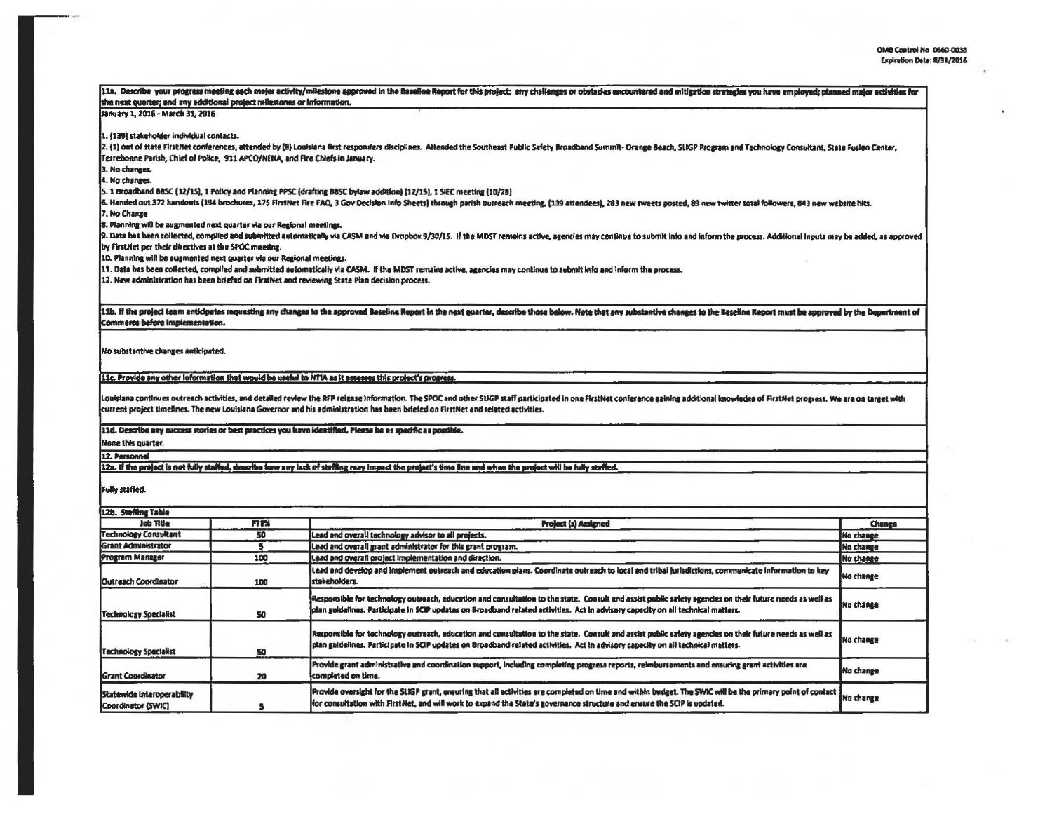OMB Control No 0660-0038
Expiration Date: 8/31/2016

**11a. Describe your progress meeting each major activity/milestone approved in the Baseline Report for this project; any challenges or obstacles encountered and mitigation strategies you have employed; planned major activities for the next quarter; and any additional project milestones or information.**

January 1, 2016 - March 31, 2016

1. (139) stakeholder individual contacts.
2. (1) out of state FirstNet conferences, attended by (8) Louisiana first responders disciplines. Attended the Southeast Public Safety Broadband Summit- Orange Beach, SLIGP Program and Technology Consultant, State Fusion Center, Terrebonne Parish, Chief of Police, 911 APCO/NENA, and Fire Chiefs in January.
3. No changes.
4. No changes.
5. 1 Broadband BBSC (12/15), 1 Policy and Planning PPSC (drafting BBSC bylaw addition) (12/15), 1 SIEC meeting (10/28)
6. Handed out 372 handouts (194 brochures, 175 FirstNet Fire FAQ, 3 Gov Decision Info Sheets) through parish outreach meeting, (139 attendees), 283 new tweets posted, 89 new twitter total followers, 843 new website hits.
7. No Change
8. Planning will be augmented next quarter via our Regional meetings.
9. Data has been collected, compiled and submitted automatically via CASM and via Dropbox 9/30/15. If the MDST remains active, agencies may continue to submit info and inform the process. Additional inputs may be added, as approved by FirstNet per their directives at the SPOC meeting.
10. Planning will be augmented next quarter via our Regional meetings.
11. Data has been collected, compiled and submitted automatically via CASM. If the MDST remains active, agencies may continue to submit info and inform the process.
12. New administration has been briefed on FirstNet and reviewing State Plan decision process.

**11b. If the project team anticipates requesting any changes to the approved Baseline Report in the next quarter, describe those below. Note that any substantive changes to the Baseline Report must be approved by the Department of Commerce before implementation.**

No substantive changes anticipated.

**11c. Provide any other information that would be useful to NTIA as it assesses this project's progress.**

Louisiana continues outreach activities, and detailed review the RFP release information. The SPOC and other SLIGP staff participated in one FirstNet conference gaining additional knowledge of FirstNet progress. We are on target with current project timelines. The new Louisiana Governor and his administration has been briefed on FirstNet and related activities.

**11d. Describe any success stories or best practices you have identified. Please be as specific as possible.**

None this quarter.

**12. Personnel**

**12a. If the project is not fully staffed, describe how any lack of staffing may impact the project's time line and when the project will be fully staffed.**

Fully staffed.

**12b. Staffing Table**

| Job Title | FTE% | Project (s) Assigned | Change |
|---|---|---|---|
| Technology Consultant | 50 | Lead and overall technology advisor to all projects. | No change |
| Grant Administrator | 5 | Lead and overall grant administrator for this grant program. | No change |
| Program Manager | 100 | Lead and overall project implementation and direction. | No change |
| Outreach Coordinator | 100 | Lead and develop and implement outreach and education plans. Coordinate outreach to local and tribal jurisdictions, communicate information to key stakeholders. | No change |
| Technology Specialist | 50 | Responsible for technology outreach, education and consultation to the state. Consult and assist public safety agencies on their future needs as well as plan guidelines. Participate in SCIP updates on Broadband related activities. Act in advisory capacity on all technical matters. | No change |
| Technology Specialist | 50 | Responsible for technology outreach, education and consultation to the state. Consult and assist public safety agencies on their future needs as well as plan guidelines. Participate in SCIP updates on Broadband related activities. Act in advisory capacity on all technical matters. | No change |
| Grant Coordinator | 20 | Provide grant administrative and coordination support, including completing progress reports, reimbursements and ensuring grant activities are completed on time. | No change |
| Statewide Interoperability Coordinator (SWIC) | 5 | Provide oversight for the SLIGP grant, ensuring that all activities are completed on time and within budget. The SWIC will be the primary point of contact for consultation with FirstNet, and will work to expand the State's governance structure and ensure the SCIP is updated. | No change |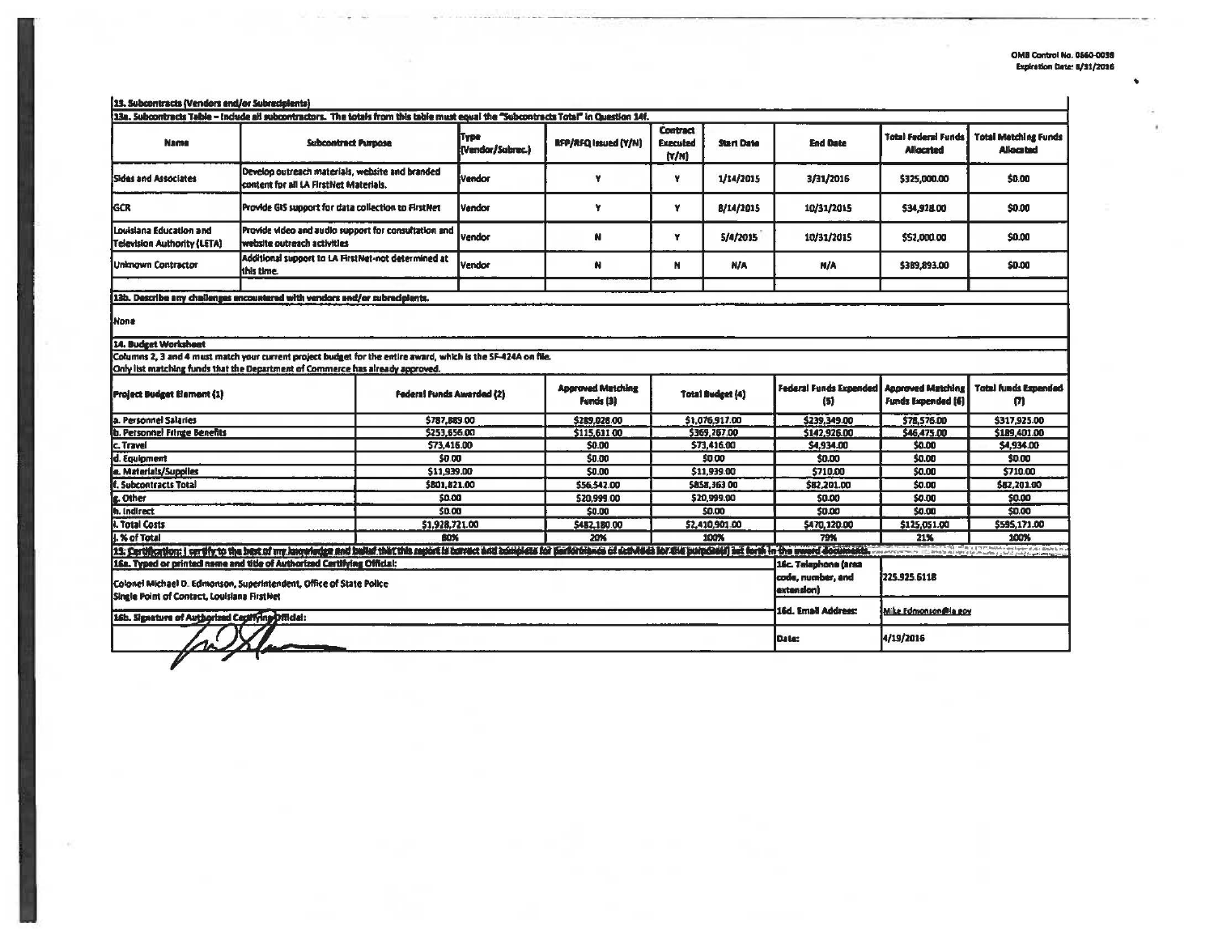**13. Subcontracts (Vendors and/or Subrecipients)**

**13a. Subcontracts Table – Include all subcontractors. The totals from this table must equal the "Subcontracts Total" in Question 14f.**

| Name | Subcontract Purpose | Type (Vendor/Subrec.) | RFP/RFQ Issued (Y/N) | Contract Executed (Y/N) | Start Date | End Date | Total Federal Funds Allocated | Total Matching Funds Allocated |
|---|---|---|---|---|---|---|---|---|
| Sides and Associates | Develop outreach materials, website and branded content for all LA FirstNet Materials. | Vendor | Y | Y | 1/14/2015 | 3/31/2016 | $325,000.00 | $0.00 |
| GCR | Provide GIS support for data collection to FirstNet | Vendor | Y | Y | 8/14/2015 | 10/31/2015 | $34,928.00 | $0.00 |
| Louisiana Education and Television Authority (LETA) | Provide video and audio support for consultation and website outreach activities | Vendor | N | Y | 5/4/2015 | 10/31/2015 | $52,000.00 | $0.00 |
| Unknown Contractor | Additional support to LA FirstNet-not determined at this time. | Vendor | N | N | N/A | N/A | $389,893.00 | $0.00 |
| | | | | | | | | |

**13b. Describe any challenges encountered with vendors and/or subrecipients.**

None

**14. Budget Worksheet**

Columns 2, 3 and 4 must match your current project budget for the entire award, which is the SF-424A on file.
Only list matching funds that the Department of Commerce has already approved.

| Project Budget Element (1) | Federal Funds Awarded (2) | Approved Matching Funds (3) | Total Budget (4) | Federal Funds Expended (5) | Approved Matching Funds Expended (6) | Total funds Expended (7) |
|---|---|---|---|---|---|---|
| a. Personnel Salaries | $787,889.00 | $289,028.00 | $1,076,917.00 | $239,349.00 | $78,576.00 | $317,925.00 |
| b. Personnel Fringe Benefits | $253,656.00 | $115,611.00 | $369,267.00 | $142,926.00 | $46,475.00 | $189,401.00 |
| c. Travel | $73,416.00 | $0.00 | $73,416.00 | $4,934.00 | $0.00 | $4,934.00 |
| d. Equipment | $0.00 | $0.00 | $0.00 | $0.00 | $0.00 | $0.00 |
| e. Materials/Supplies | $11,939.00 | $0.00 | $11,939.00 | $710.00 | $0.00 | $710.00 |
| f. Subcontracts Total | $801,821.00 | $56,542.00 | $858,363.00 | $82,201.00 | $0.00 | $82,201.00 |
| g. Other | $0.00 | $20,999.00 | $20,999.00 | $0.00 | $0.00 | $0.00 |
| h. Indirect | $0.00 | $0.00 | $0.00 | $0.00 | $0.00 | $0.00 |
| i. Total Costs | $1,928,721.00 | $482,180.00 | $2,410,901.00 | $470,120.00 | $125,051.00 | $595,171.00 |
| j. % of Total | 80% | 20% | 100% | 79% | 21% | 100% |

**15. Certification:** I certify to the best of my knowledge and belief that this report is correct and complete for performance of activities for the purpose(s) set forth in the award documents.

| | | |
|---|---|---|
| **16a. Typed or printed name and title of Authorized Certifying Official:** Colonel Michael D. Edmonson, Superintendent, Office of State Police Single Point of Contact, Louisiana FirstNet | **16c. Telephone (area code, number, and extension)** | 225.925.6118 |
| | **16d. Email Address:** | Mike.Edmonson@la.gov |
| **16b. Signature of Authorized Certifying Official:** | **Date:** | 4/19/2016 |